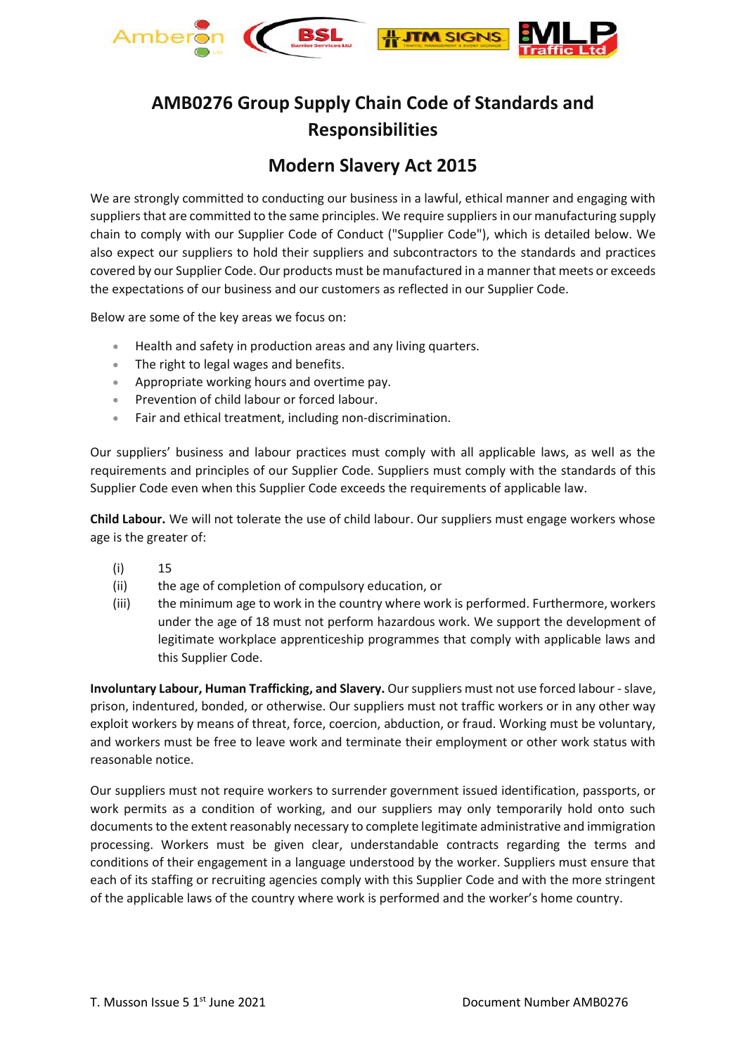# AMB0276 Group Supply Chain Code of Standards and Responsibilities

## Modern Slavery Act 2015

We are strongly committed to conducting our business in a lawful, ethical manner and engaging with suppliers that are committed to the same principles. We require suppliers in our manufacturing supply chain to comply with our Supplier Code of Conduct ("Supplier Code"), which is detailed below. We also expect our suppliers to hold their suppliers and subcontractors to the standards and practices covered by our Supplier Code. Our products must be manufactured in a manner that meets or exceeds the expectations of our business and our customers as reflected in our Supplier Code.

Below are some of the key areas we focus on:

- Health and safety in production areas and any living quarters.
- The right to legal wages and benefits.
- Appropriate working hours and overtime pay.
- Prevention of child labour or forced labour.
- Fair and ethical treatment, including non-discrimination.

Our suppliers' business and labour practices must comply with all applicable laws, as well as the requirements and principles of our Supplier Code. Suppliers must comply with the standards of this Supplier Code even when this Supplier Code exceeds the requirements of applicable law.

**Child Labour.** We will not tolerate the use of child labour. Our suppliers must engage workers whose age is the greater of:

(i) 15
(ii) the age of completion of compulsory education, or
(iii) the minimum age to work in the country where work is performed. Furthermore, workers under the age of 18 must not perform hazardous work. We support the development of legitimate workplace apprenticeship programmes that comply with applicable laws and this Supplier Code.

**Involuntary Labour, Human Trafficking, and Slavery.** Our suppliers must not use forced labour - slave, prison, indentured, bonded, or otherwise. Our suppliers must not traffic workers or in any other way exploit workers by means of threat, force, coercion, abduction, or fraud. Working must be voluntary, and workers must be free to leave work and terminate their employment or other work status with reasonable notice.

Our suppliers must not require workers to surrender government issued identification, passports, or work permits as a condition of working, and our suppliers may only temporarily hold onto such documents to the extent reasonably necessary to complete legitimate administrative and immigration processing. Workers must be given clear, understandable contracts regarding the terms and conditions of their engagement in a language understood by the worker. Suppliers must ensure that each of its staffing or recruiting agencies comply with this Supplier Code and with the more stringent of the applicable laws of the country where work is performed and the worker's home country.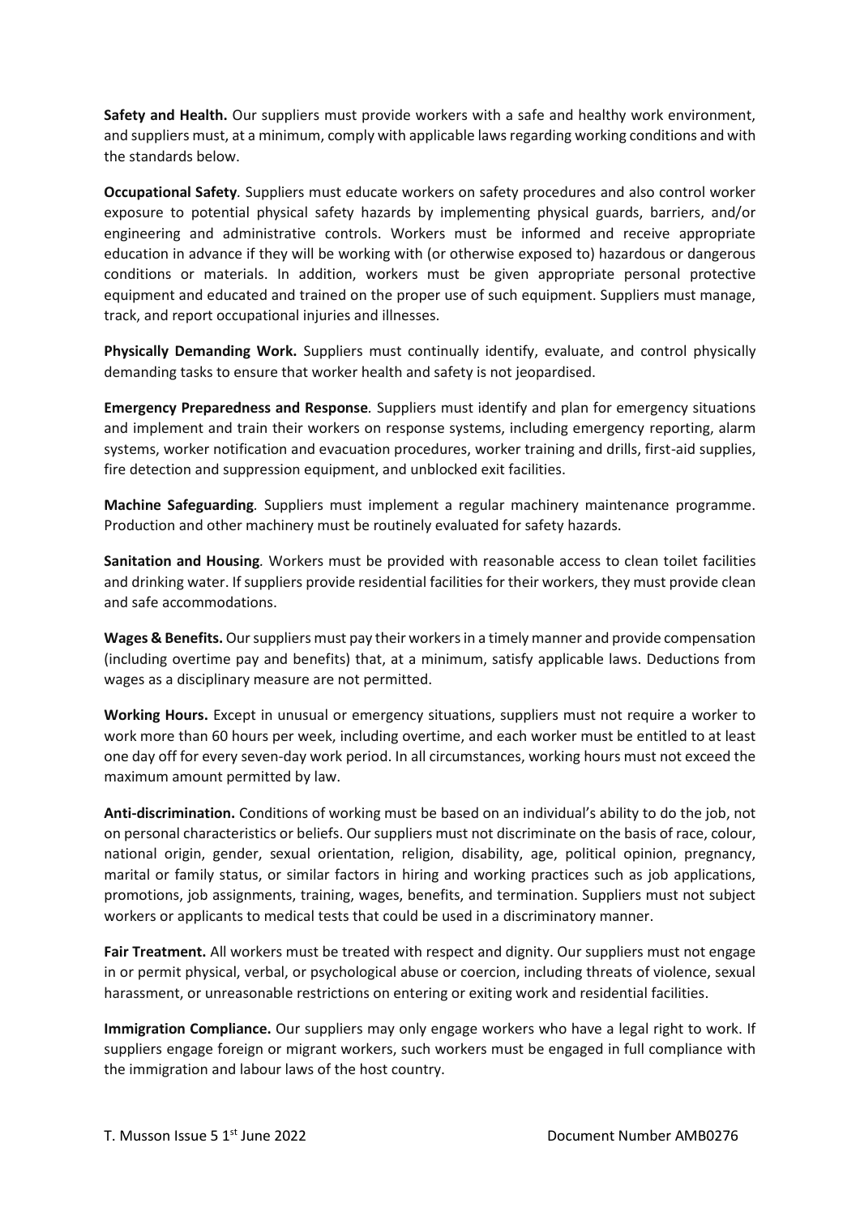**Safety and Health.** Our suppliers must provide workers with a safe and healthy work environment, and suppliers must, at a minimum, comply with applicable laws regarding working conditions and with the standards below.

**Occupational Safety***.* Suppliers must educate workers on safety procedures and also control worker exposure to potential physical safety hazards by implementing physical guards, barriers, and/or engineering and administrative controls. Workers must be informed and receive appropriate education in advance if they will be working with (or otherwise exposed to) hazardous or dangerous conditions or materials. In addition, workers must be given appropriate personal protective equipment and educated and trained on the proper use of such equipment. Suppliers must manage, track, and report occupational injuries and illnesses.

**Physically Demanding Work.** Suppliers must continually identify, evaluate, and control physically demanding tasks to ensure that worker health and safety is not jeopardised.

**Emergency Preparedness and Response***.* Suppliers must identify and plan for emergency situations and implement and train their workers on response systems, including emergency reporting, alarm systems, worker notification and evacuation procedures, worker training and drills, first-aid supplies, fire detection and suppression equipment, and unblocked exit facilities.

**Machine Safeguarding***.* Suppliers must implement a regular machinery maintenance programme. Production and other machinery must be routinely evaluated for safety hazards.

**Sanitation and Housing***.* Workers must be provided with reasonable access to clean toilet facilities and drinking water. If suppliers provide residential facilities for their workers, they must provide clean and safe accommodations.

**Wages & Benefits.** Our suppliers must pay their workers in a timely manner and provide compensation (including overtime pay and benefits) that, at a minimum, satisfy applicable laws. Deductions from wages as a disciplinary measure are not permitted.

**Working Hours.** Except in unusual or emergency situations, suppliers must not require a worker to work more than 60 hours per week, including overtime, and each worker must be entitled to at least one day off for every seven-day work period. In all circumstances, working hours must not exceed the maximum amount permitted by law.

**Anti-discrimination.** Conditions of working must be based on an individual's ability to do the job, not on personal characteristics or beliefs. Our suppliers must not discriminate on the basis of race, colour, national origin, gender, sexual orientation, religion, disability, age, political opinion, pregnancy, marital or family status, or similar factors in hiring and working practices such as job applications, promotions, job assignments, training, wages, benefits, and termination. Suppliers must not subject workers or applicants to medical tests that could be used in a discriminatory manner.

**Fair Treatment.** All workers must be treated with respect and dignity. Our suppliers must not engage in or permit physical, verbal, or psychological abuse or coercion, including threats of violence, sexual harassment, or unreasonable restrictions on entering or exiting work and residential facilities.

**Immigration Compliance.** Our suppliers may only engage workers who have a legal right to work. If suppliers engage foreign or migrant workers, such workers must be engaged in full compliance with the immigration and labour laws of the host country.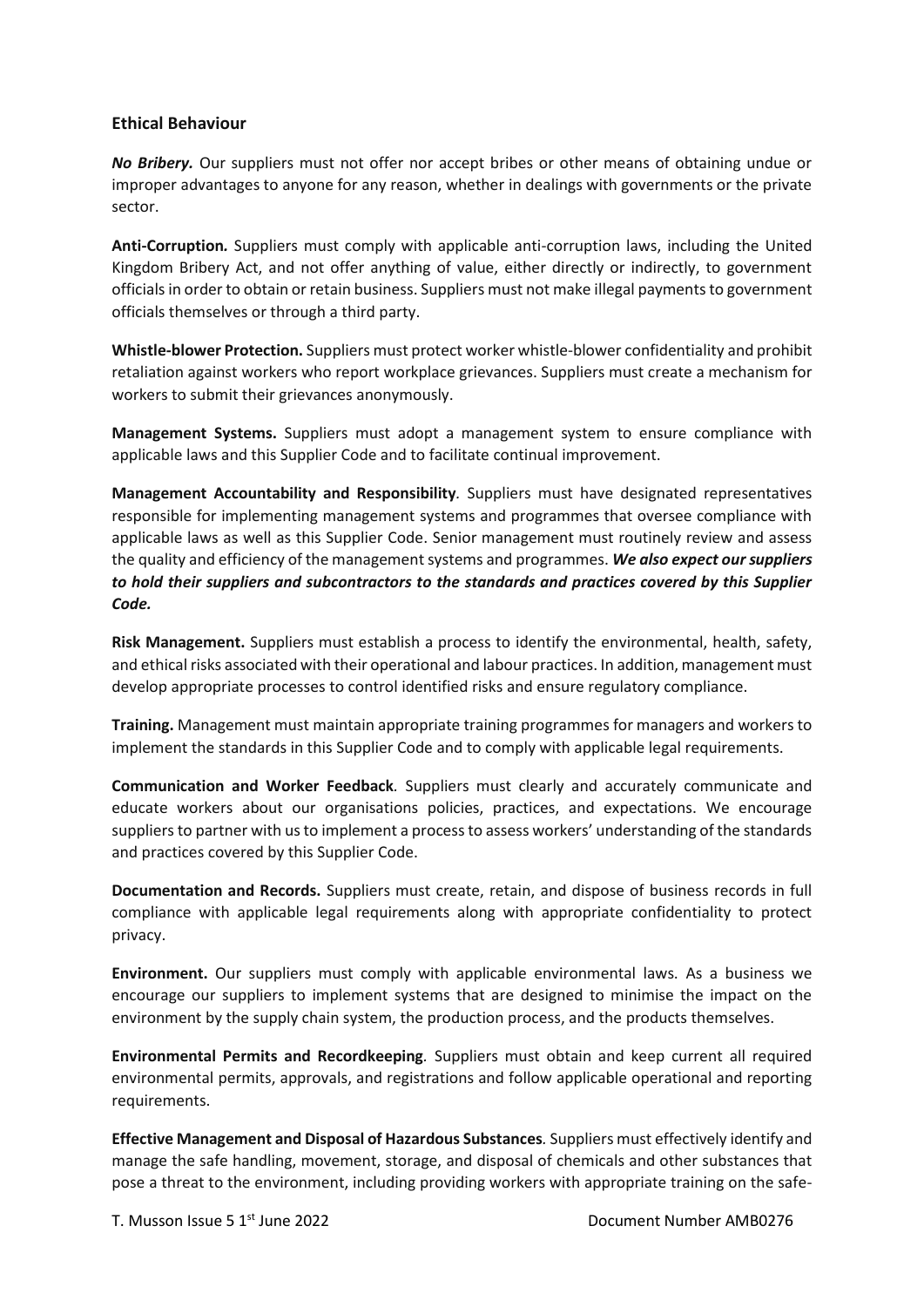## Ethical Behaviour

***No Bribery.*** Our suppliers must not offer nor accept bribes or other means of obtaining undue or improper advantages to anyone for any reason, whether in dealings with governments or the private sector.

**Anti-Corruption.** Suppliers must comply with applicable anti-corruption laws, including the United Kingdom Bribery Act, and not offer anything of value, either directly or indirectly, to government officials in order to obtain or retain business. Suppliers must not make illegal payments to government officials themselves or through a third party.

**Whistle-blower Protection.** Suppliers must protect worker whistle-blower confidentiality and prohibit retaliation against workers who report workplace grievances. Suppliers must create a mechanism for workers to submit their grievances anonymously.

**Management Systems.** Suppliers must adopt a management system to ensure compliance with applicable laws and this Supplier Code and to facilitate continual improvement.

**Management Accountability and Responsibility**. Suppliers must have designated representatives responsible for implementing management systems and programmes that oversee compliance with applicable laws as well as this Supplier Code. Senior management must routinely review and assess the quality and efficiency of the management systems and programmes. ***We also expect our suppliers to hold their suppliers and subcontractors to the standards and practices covered by this Supplier Code.***

**Risk Management.** Suppliers must establish a process to identify the environmental, health, safety, and ethical risks associated with their operational and labour practices. In addition, management must develop appropriate processes to control identified risks and ensure regulatory compliance.

**Training.** Management must maintain appropriate training programmes for managers and workers to implement the standards in this Supplier Code and to comply with applicable legal requirements.

**Communication and Worker Feedback**. Suppliers must clearly and accurately communicate and educate workers about our organisations policies, practices, and expectations. We encourage suppliers to partner with us to implement a process to assess workers' understanding of the standards and practices covered by this Supplier Code.

**Documentation and Records.** Suppliers must create, retain, and dispose of business records in full compliance with applicable legal requirements along with appropriate confidentiality to protect privacy.

**Environment.** Our suppliers must comply with applicable environmental laws. As a business we encourage our suppliers to implement systems that are designed to minimise the impact on the environment by the supply chain system, the production process, and the products themselves.

**Environmental Permits and Recordkeeping**. Suppliers must obtain and keep current all required environmental permits, approvals, and registrations and follow applicable operational and reporting requirements.

**Effective Management and Disposal of Hazardous Substances**. Suppliers must effectively identify and manage the safe handling, movement, storage, and disposal of chemicals and other substances that pose a threat to the environment, including providing workers with appropriate training on the safe-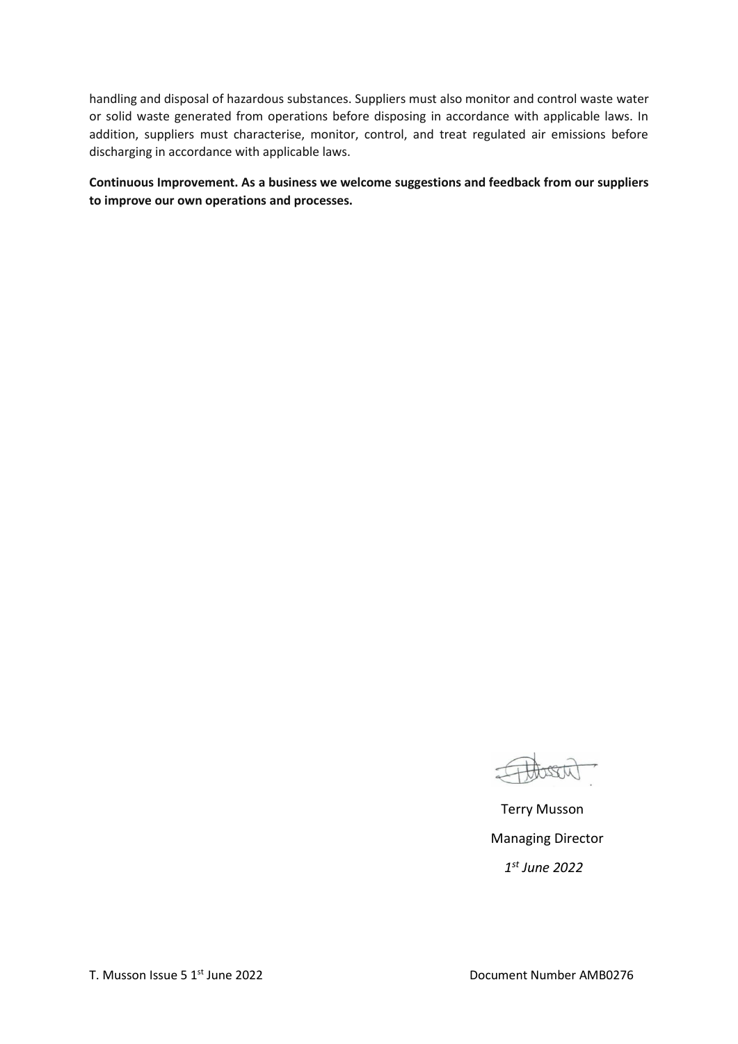handling and disposal of hazardous substances. Suppliers must also monitor and control waste water or solid waste generated from operations before disposing in accordance with applicable laws. In addition, suppliers must characterise, monitor, control, and treat regulated air emissions before discharging in accordance with applicable laws.

**Continuous Improvement. As a business we welcome suggestions and feedback from our suppliers to improve our own operations and processes.**

Terry Musson

Managing Director

*1st June 2022*